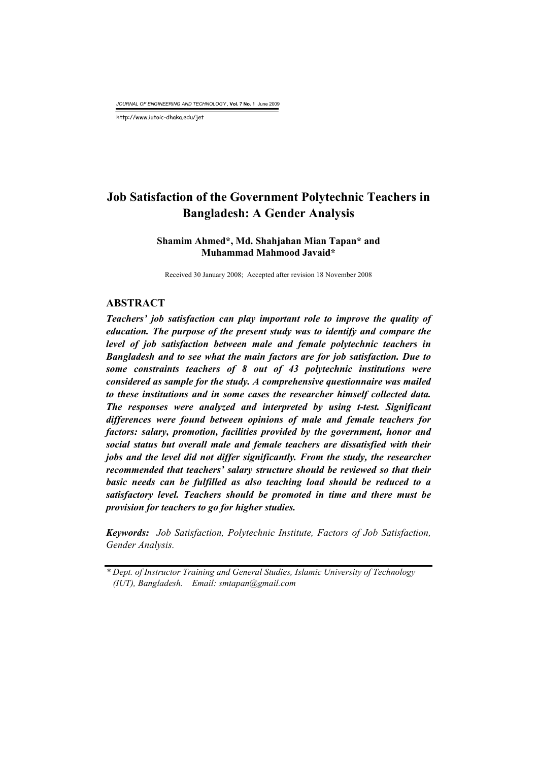# Job Satisfaction of the Government Polytechnic Teachers in Bangladesh: A Gender Analysis

**Shamim Ahmed*, Md. Shahjahan Mian Tapan* and Muhammad Mahmood Javaid***

Received 30 January 2008; Accepted after revision 18 November 2008

## ABSTRACT

***Teachers' job satisfaction can play important role to improve the quality of education. The purpose of the present study was to identify and compare the level of job satisfaction between male and female polytechnic teachers in Bangladesh and to see what the main factors are for job satisfaction. Due to some constraints teachers of 8 out of 43 polytechnic institutions were considered as sample for the study. A comprehensive questionnaire was mailed to these institutions and in some cases the researcher himself collected data. The responses were analyzed and interpreted by using t-test. Significant differences were found between opinions of male and female teachers for factors: salary, promotion, facilities provided by the government, honor and social status but overall male and female teachers are dissatisfied with their jobs and the level did not differ significantly. From the study, the researcher recommended that teachers' salary structure should be reviewed so that their basic needs can be fulfilled as also teaching load should be reduced to a satisfactory level. Teachers should be promoted in time and there must be provision for teachers to go for higher studies.***

***Keywords:*** *Job Satisfaction, Polytechnic Institute, Factors of Job Satisfaction, Gender Analysis.*

---

*\* Dept. of Instructor Training and General Studies, Islamic University of Technology (IUT), Bangladesh. Email: smtapan@gmail.com*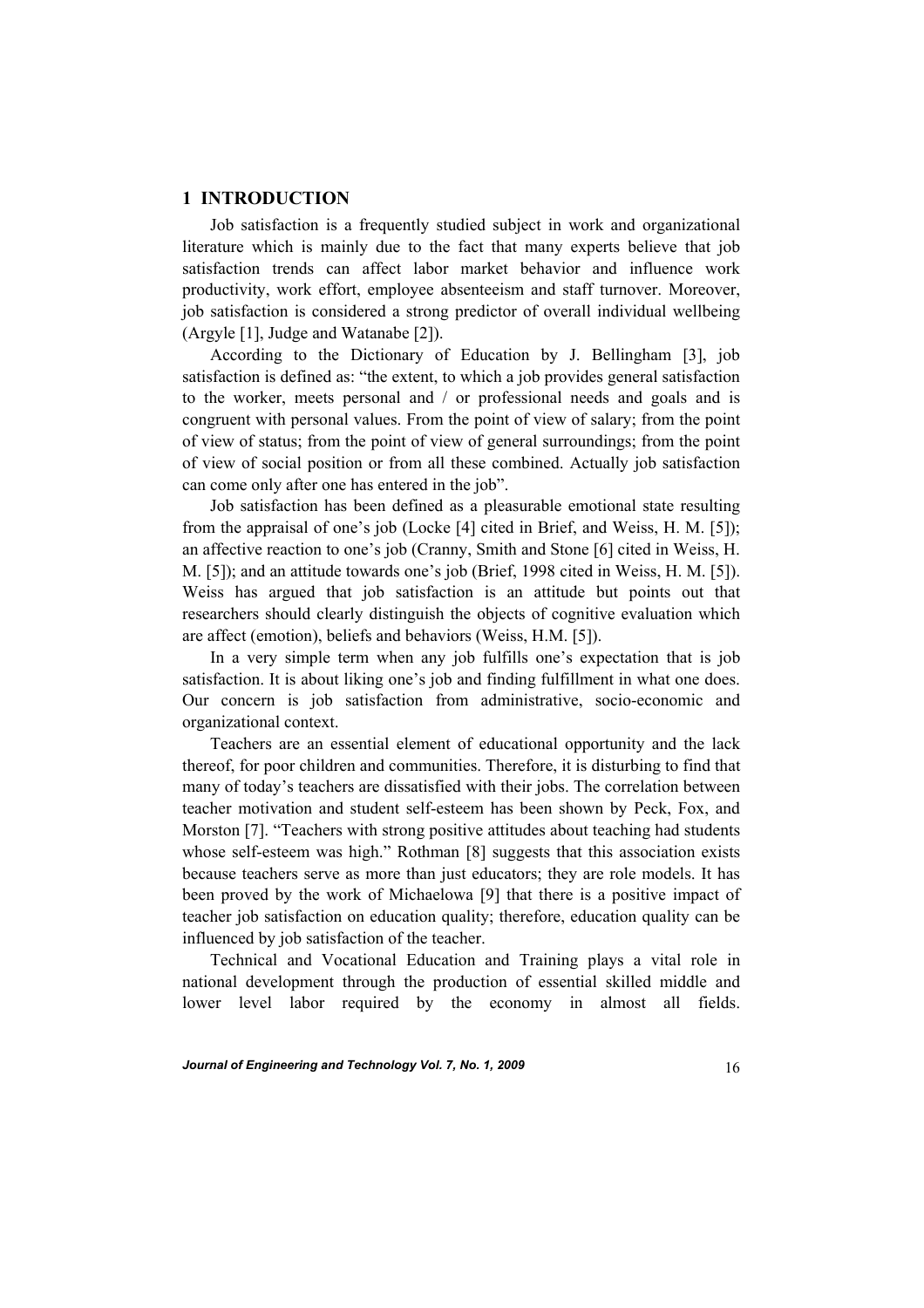## 1 INTRODUCTION

Job satisfaction is a frequently studied subject in work and organizational literature which is mainly due to the fact that many experts believe that job satisfaction trends can affect labor market behavior and influence work productivity, work effort, employee absenteeism and staff turnover. Moreover, job satisfaction is considered a strong predictor of overall individual wellbeing (Argyle [1], Judge and Watanabe [2]).

According to the Dictionary of Education by J. Bellingham [3], job satisfaction is defined as: "the extent, to which a job provides general satisfaction to the worker, meets personal and / or professional needs and goals and is congruent with personal values. From the point of view of salary; from the point of view of status; from the point of view of general surroundings; from the point of view of social position or from all these combined. Actually job satisfaction can come only after one has entered in the job".

Job satisfaction has been defined as a pleasurable emotional state resulting from the appraisal of one's job (Locke [4] cited in Brief, and Weiss, H. M. [5]); an affective reaction to one's job (Cranny, Smith and Stone [6] cited in Weiss, H. M. [5]); and an attitude towards one's job (Brief, 1998 cited in Weiss, H. M. [5]). Weiss has argued that job satisfaction is an attitude but points out that researchers should clearly distinguish the objects of cognitive evaluation which are affect (emotion), beliefs and behaviors (Weiss, H.M. [5]).

In a very simple term when any job fulfills one's expectation that is job satisfaction. It is about liking one's job and finding fulfillment in what one does. Our concern is job satisfaction from administrative, socio-economic and organizational context.

Teachers are an essential element of educational opportunity and the lack thereof, for poor children and communities. Therefore, it is disturbing to find that many of today's teachers are dissatisfied with their jobs. The correlation between teacher motivation and student self-esteem has been shown by Peck, Fox, and Morston [7]. "Teachers with strong positive attitudes about teaching had students whose self-esteem was high." Rothman [8] suggests that this association exists because teachers serve as more than just educators; they are role models. It has been proved by the work of Michaelowa [9] that there is a positive impact of teacher job satisfaction on education quality; therefore, education quality can be influenced by job satisfaction of the teacher.

Technical and Vocational Education and Training plays a vital role in national development through the production of essential skilled middle and lower level labor required by the economy in almost all fields.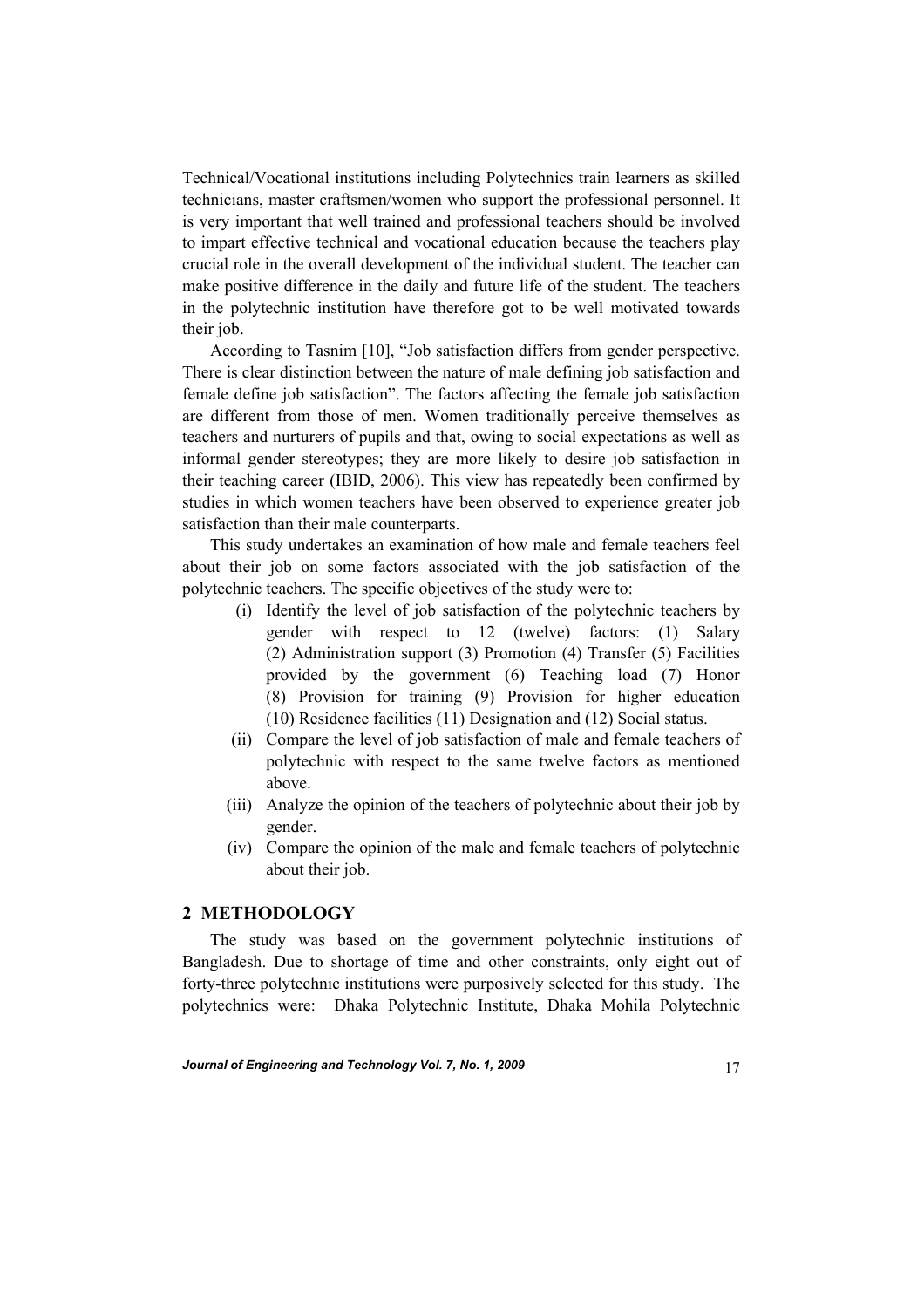Technical/Vocational institutions including Polytechnics train learners as skilled technicians, master craftsmen/women who support the professional personnel. It is very important that well trained and professional teachers should be involved to impart effective technical and vocational education because the teachers play crucial role in the overall development of the individual student. The teacher can make positive difference in the daily and future life of the student. The teachers in the polytechnic institution have therefore got to be well motivated towards their job.

According to Tasnim [10], "Job satisfaction differs from gender perspective. There is clear distinction between the nature of male defining job satisfaction and female define job satisfaction". The factors affecting the female job satisfaction are different from those of men. Women traditionally perceive themselves as teachers and nurturers of pupils and that, owing to social expectations as well as informal gender stereotypes; they are more likely to desire job satisfaction in their teaching career (IBID, 2006). This view has repeatedly been confirmed by studies in which women teachers have been observed to experience greater job satisfaction than their male counterparts.

This study undertakes an examination of how male and female teachers feel about their job on some factors associated with the job satisfaction of the polytechnic teachers. The specific objectives of the study were to:

(i) Identify the level of job satisfaction of the polytechnic teachers by gender with respect to 12 (twelve) factors: (1) Salary (2) Administration support (3) Promotion (4) Transfer (5) Facilities provided by the government (6) Teaching load (7) Honor (8) Provision for training (9) Provision for higher education (10) Residence facilities (11) Designation and (12) Social status.

(ii) Compare the level of job satisfaction of male and female teachers of polytechnic with respect to the same twelve factors as mentioned above.

(iii) Analyze the opinion of the teachers of polytechnic about their job by gender.

(iv) Compare the opinion of the male and female teachers of polytechnic about their job.

## 2 METHODOLOGY

The study was based on the government polytechnic institutions of Bangladesh. Due to shortage of time and other constraints, only eight out of forty-three polytechnic institutions were purposively selected for this study. The polytechnics were: Dhaka Polytechnic Institute, Dhaka Mohila Polytechnic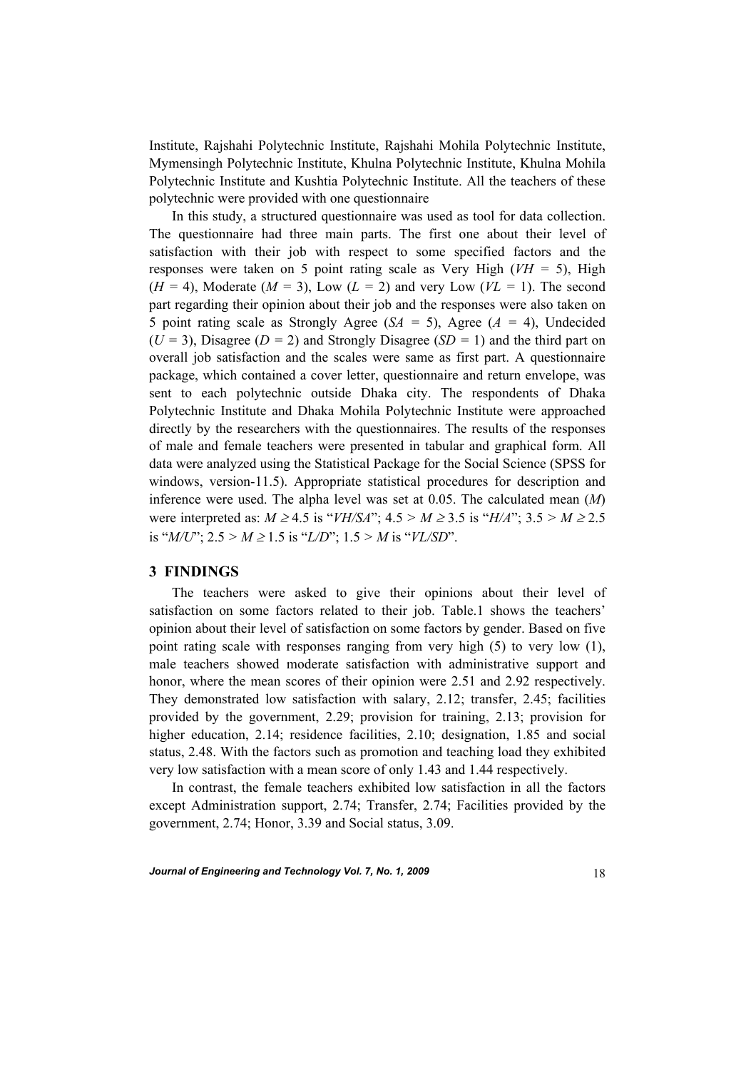Institute, Rajshahi Polytechnic Institute, Rajshahi Mohila Polytechnic Institute, Mymensingh Polytechnic Institute, Khulna Polytechnic Institute, Khulna Mohila Polytechnic Institute and Kushtia Polytechnic Institute. All the teachers of these polytechnic were provided with one questionnaire

In this study, a structured questionnaire was used as tool for data collection. The questionnaire had three main parts. The first one about their level of satisfaction with their job with respect to some specified factors and the responses were taken on 5 point rating scale as Very High ($VH$ = 5), High ($H$ = 4), Moderate ($M$ = 3), Low ($L$ = 2) and very Low ($VL$ = 1). The second part regarding their opinion about their job and the responses were also taken on 5 point rating scale as Strongly Agree ($SA$ = 5), Agree ($A$ = 4), Undecided ($U$ = 3), Disagree ($D$ = 2) and Strongly Disagree ($SD$ = 1) and the third part on overall job satisfaction and the scales were same as first part. A questionnaire package, which contained a cover letter, questionnaire and return envelope, was sent to each polytechnic outside Dhaka city. The respondents of Dhaka Polytechnic Institute and Dhaka Mohila Polytechnic Institute were approached directly by the researchers with the questionnaires. The results of the responses of male and female teachers were presented in tabular and graphical form. All data were analyzed using the Statistical Package for the Social Science (SPSS for windows, version-11.5). Appropriate statistical procedures for description and inference were used. The alpha level was set at 0.05. The calculated mean ($M$) were interpreted as: $M \geq 4.5$ is "*VH/SA*"; $4.5 > M \geq 3.5$ is "*H/A*"; $3.5 > M \geq 2.5$ is "*M/U*"; $2.5 > M \geq 1.5$ is "*L/D*"; $1.5 > M$ is "*VL/SD*".

## 3 FINDINGS

The teachers were asked to give their opinions about their level of satisfaction on some factors related to their job. Table.1 shows the teachers' opinion about their level of satisfaction on some factors by gender. Based on five point rating scale with responses ranging from very high (5) to very low (1), male teachers showed moderate satisfaction with administrative support and honor, where the mean scores of their opinion were 2.51 and 2.92 respectively. They demonstrated low satisfaction with salary, 2.12; transfer, 2.45; facilities provided by the government, 2.29; provision for training, 2.13; provision for higher education, 2.14; residence facilities, 2.10; designation, 1.85 and social status, 2.48. With the factors such as promotion and teaching load they exhibited very low satisfaction with a mean score of only 1.43 and 1.44 respectively.

In contrast, the female teachers exhibited low satisfaction in all the factors except Administration support, 2.74; Transfer, 2.74; Facilities provided by the government, 2.74; Honor, 3.39 and Social status, 3.09.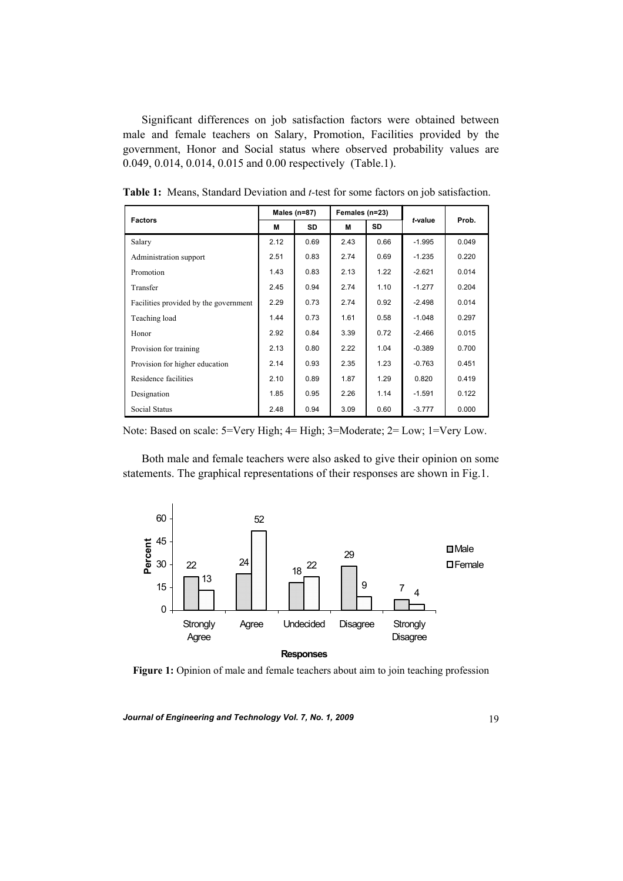Significant differences on job satisfaction factors were obtained between male and female teachers on Salary, Promotion, Facilities provided by the government, Honor and Social status where observed probability values are 0.049, 0.014, 0.014, 0.015 and 0.00 respectively (Table.1).

**Table 1:** Means, Standard Deviation and *t*-test for some factors on job satisfaction.

| Factors | Males (n=87) | | Females (n=23) | | *t*-value | Prob. |
|---|---|---|---|---|---|---|
| | M | SD | M | SD | | |
| Salary | 2.12 | 0.69 | 2.43 | 0.66 | -1.995 | 0.049 |
| Administration support | 2.51 | 0.83 | 2.74 | 0.69 | -1.235 | 0.220 |
| Promotion | 1.43 | 0.83 | 2.13 | 1.22 | -2.621 | 0.014 |
| Transfer | 2.45 | 0.94 | 2.74 | 1.10 | -1.277 | 0.204 |
| Facilities provided by the government | 2.29 | 0.73 | 2.74 | 0.92 | -2.498 | 0.014 |
| Teaching load | 1.44 | 0.73 | 1.61 | 0.58 | -1.048 | 0.297 |
| Honor | 2.92 | 0.84 | 3.39 | 0.72 | -2.466 | 0.015 |
| Provision for training | 2.13 | 0.80 | 2.22 | 1.04 | -0.389 | 0.700 |
| Provision for higher education | 2.14 | 0.93 | 2.35 | 1.23 | -0.763 | 0.451 |
| Residence facilities | 2.10 | 0.89 | 1.87 | 1.29 | 0.820 | 0.419 |
| Designation | 1.85 | 0.95 | 2.26 | 1.14 | -1.591 | 0.122 |
| Social Status | 2.48 | 0.94 | 3.09 | 0.60 | -3.777 | 0.000 |

Note: Based on scale: 5=Very High; 4= High; 3=Moderate; 2= Low; 1=Very Low.

Both male and female teachers were also asked to give their opinion on some statements. The graphical representations of their responses are shown in Fig.1.

**Figure 1:** Opinion of male and female teachers about aim to join teaching profession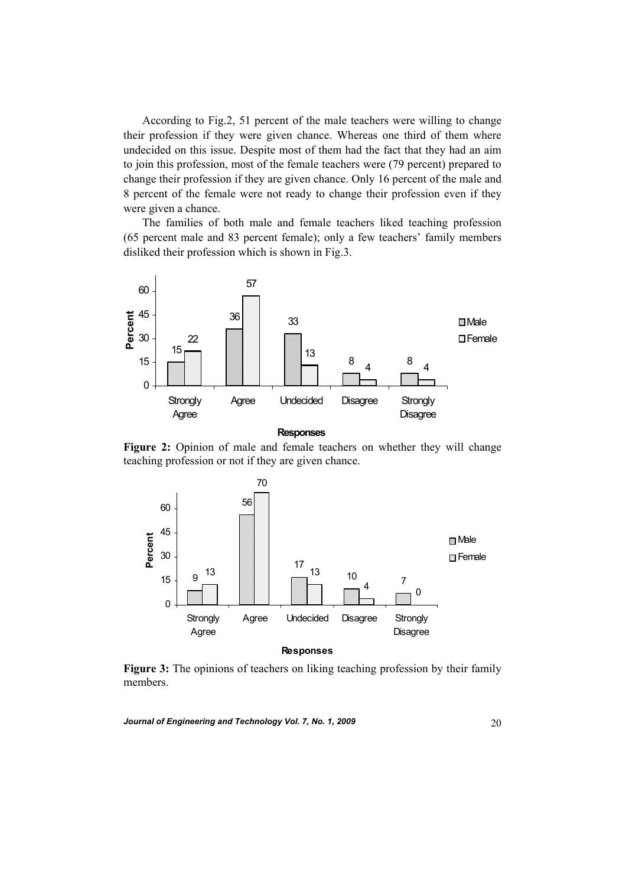According to Fig.2, 51 percent of the male teachers were willing to change their profession if they were given chance. Whereas one third of them where undecided on this issue. Despite most of them had the fact that they had an aim to join this profession, most of the female teachers were (79 percent) prepared to change their profession if they are given chance. Only 16 percent of the male and 8 percent of the female were not ready to change their profession even if they were given a chance.

The families of both male and female teachers liked teaching profession (65 percent male and 83 percent female); only a few teachers' family members disliked their profession which is shown in Fig.3.

**Figure 2:** Opinion of male and female teachers on whether they will change teaching profession or not if they are given chance.

**Figure 3:** The opinions of teachers on liking teaching profession by their family members.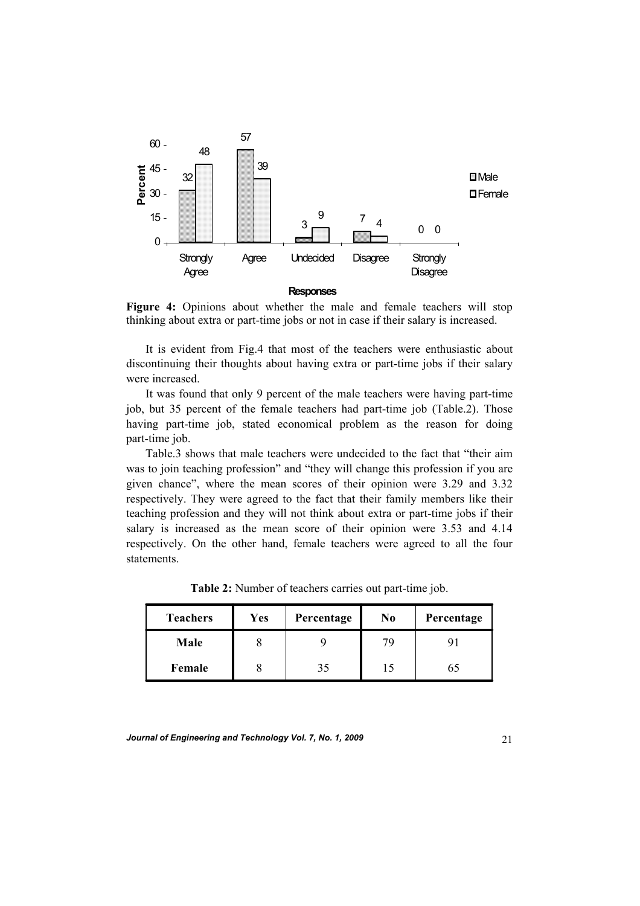**Figure 4:** Opinions about whether the male and female teachers will stop thinking about extra or part-time jobs or not in case if their salary is increased.

It is evident from Fig.4 that most of the teachers were enthusiastic about discontinuing their thoughts about having extra or part-time jobs if their salary were increased.

It was found that only 9 percent of the male teachers were having part-time job, but 35 percent of the female teachers had part-time job (Table.2). Those having part-time job, stated economical problem as the reason for doing part-time job.

Table.3 shows that male teachers were undecided to the fact that "their aim was to join teaching profession" and "they will change this profession if you are given chance", where the mean scores of their opinion were 3.29 and 3.32 respectively. They were agreed to the fact that their family members like their teaching profession and they will not think about extra or part-time jobs if their salary is increased as the mean score of their opinion were 3.53 and 4.14 respectively. On the other hand, female teachers were agreed to all the four statements.

**Table 2:** Number of teachers carries out part-time job.

| Teachers | Yes | Percentage | No | Percentage |
|---|---|---|---|---|
| **Male** | 8 | 9 | 79 | 91 |
| **Female** | 8 | 35 | 15 | 65 |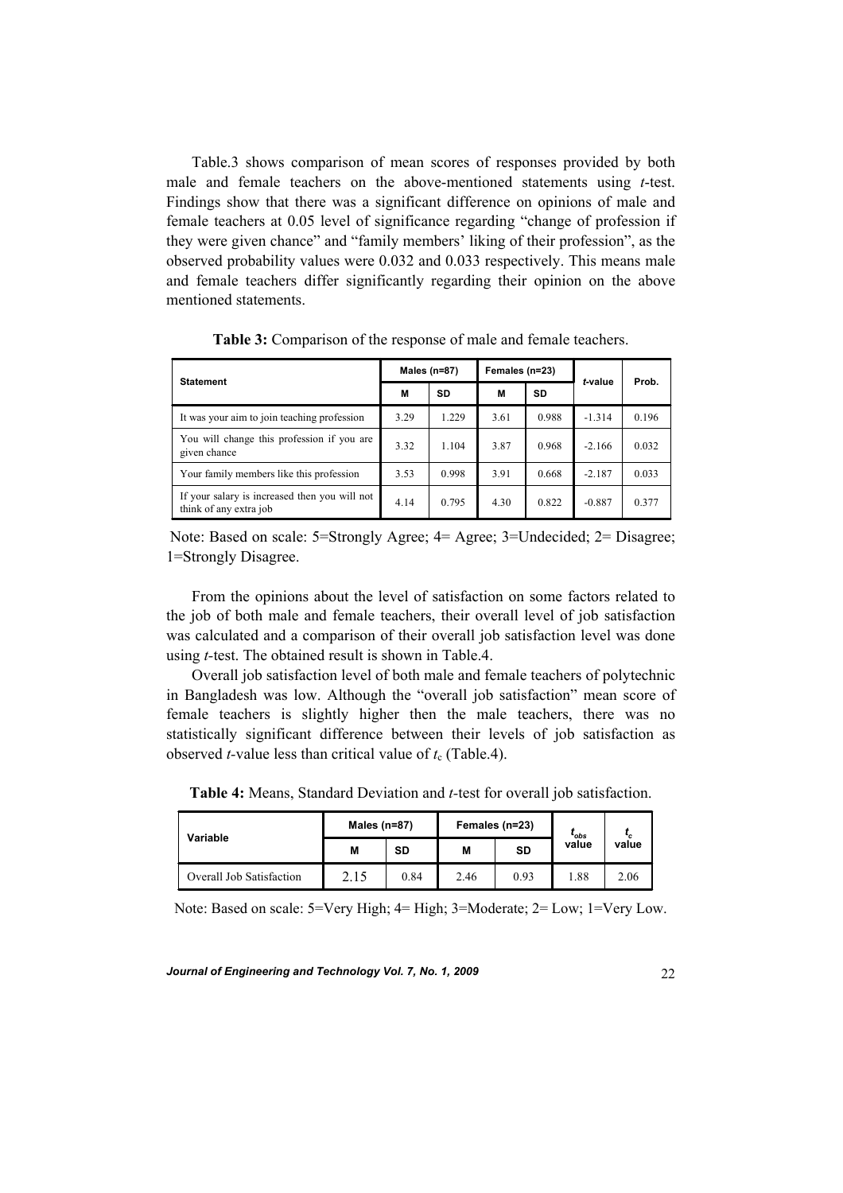Table.3 shows comparison of mean scores of responses provided by both male and female teachers on the above-mentioned statements using *t*-test. Findings show that there was a significant difference on opinions of male and female teachers at 0.05 level of significance regarding "change of profession if they were given chance" and "family members' liking of their profession", as the observed probability values were 0.032 and 0.033 respectively. This means male and female teachers differ significantly regarding their opinion on the above mentioned statements.

**Table 3:** Comparison of the response of male and female teachers.

| Statement | Males (n=87) | | Females (n=23) | | *t*-value | Prob. |
|---|---|---|---|---|---|---|
| | M | SD | M | SD | | |
| It was your aim to join teaching profession | 3.29 | 1.229 | 3.61 | 0.988 | -1.314 | 0.196 |
| You will change this profession if you are given chance | 3.32 | 1.104 | 3.87 | 0.968 | -2.166 | 0.032 |
| Your family members like this profession | 3.53 | 0.998 | 3.91 | 0.668 | -2.187 | 0.033 |
| If your salary is increased then you will not think of any extra job | 4.14 | 0.795 | 4.30 | 0.822 | -0.887 | 0.377 |

Note: Based on scale: 5=Strongly Agree; 4= Agree; 3=Undecided; 2= Disagree; 1=Strongly Disagree.

From the opinions about the level of satisfaction on some factors related to the job of both male and female teachers, their overall level of job satisfaction was calculated and a comparison of their overall job satisfaction level was done using *t*-test. The obtained result is shown in Table.4.

Overall job satisfaction level of both male and female teachers of polytechnic in Bangladesh was low. Although the "overall job satisfaction" mean score of female teachers is slightly higher then the male teachers, there was no statistically significant difference between their levels of job satisfaction as observed *t*-value less than critical value of $t_c$ (Table.4).

**Table 4:** Means, Standard Deviation and *t*-test for overall job satisfaction.

| Variable | Males (n=87) | | Females (n=23) | | $t_{obs}$ value | $t_c$ value |
|---|---|---|---|---|---|---|
| | M | SD | M | SD | | |
| Overall Job Satisfaction | 2.15 | 0.84 | 2.46 | 0.93 | 1.88 | 2.06 |

Note: Based on scale: 5=Very High; 4= High; 3=Moderate; 2= Low; 1=Very Low.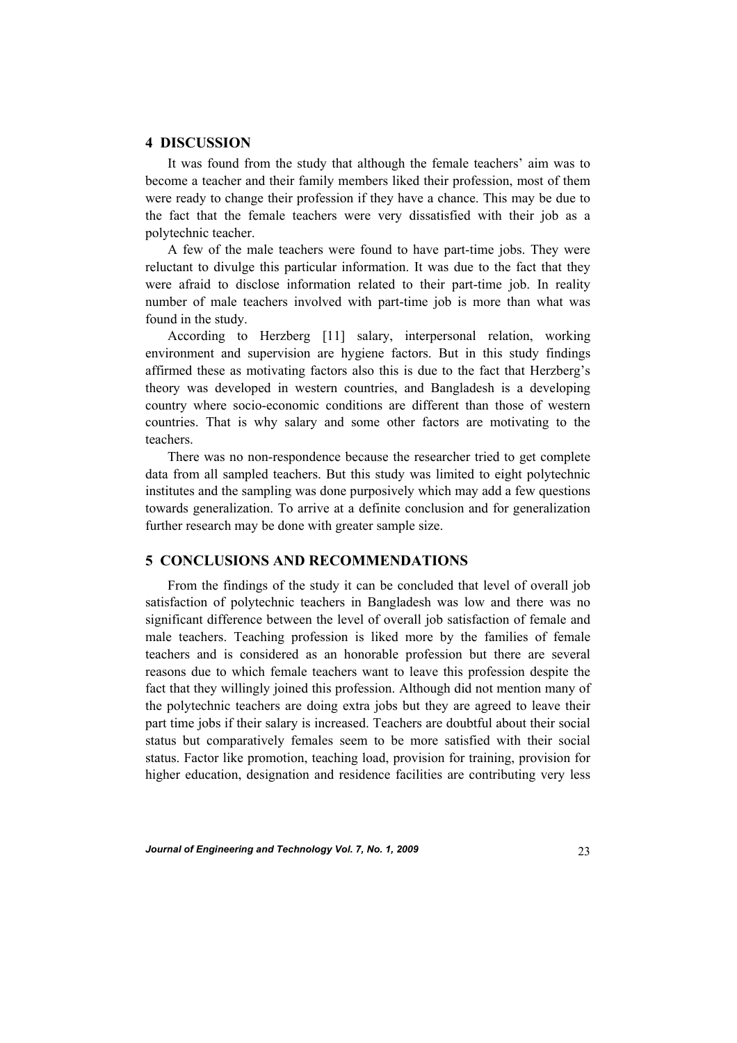## 4 DISCUSSION

It was found from the study that although the female teachers' aim was to become a teacher and their family members liked their profession, most of them were ready to change their profession if they have a chance. This may be due to the fact that the female teachers were very dissatisfied with their job as a polytechnic teacher.

A few of the male teachers were found to have part-time jobs. They were reluctant to divulge this particular information. It was due to the fact that they were afraid to disclose information related to their part-time job. In reality number of male teachers involved with part-time job is more than what was found in the study.

According to Herzberg [11] salary, interpersonal relation, working environment and supervision are hygiene factors. But in this study findings affirmed these as motivating factors also this is due to the fact that Herzberg's theory was developed in western countries, and Bangladesh is a developing country where socio-economic conditions are different than those of western countries. That is why salary and some other factors are motivating to the teachers.

There was no non-respondence because the researcher tried to get complete data from all sampled teachers. But this study was limited to eight polytechnic institutes and the sampling was done purposively which may add a few questions towards generalization. To arrive at a definite conclusion and for generalization further research may be done with greater sample size.

## 5 CONCLUSIONS AND RECOMMENDATIONS

From the findings of the study it can be concluded that level of overall job satisfaction of polytechnic teachers in Bangladesh was low and there was no significant difference between the level of overall job satisfaction of female and male teachers. Teaching profession is liked more by the families of female teachers and is considered as an honorable profession but there are several reasons due to which female teachers want to leave this profession despite the fact that they willingly joined this profession. Although did not mention many of the polytechnic teachers are doing extra jobs but they are agreed to leave their part time jobs if their salary is increased. Teachers are doubtful about their social status but comparatively females seem to be more satisfied with their social status. Factor like promotion, teaching load, provision for training, provision for higher education, designation and residence facilities are contributing very less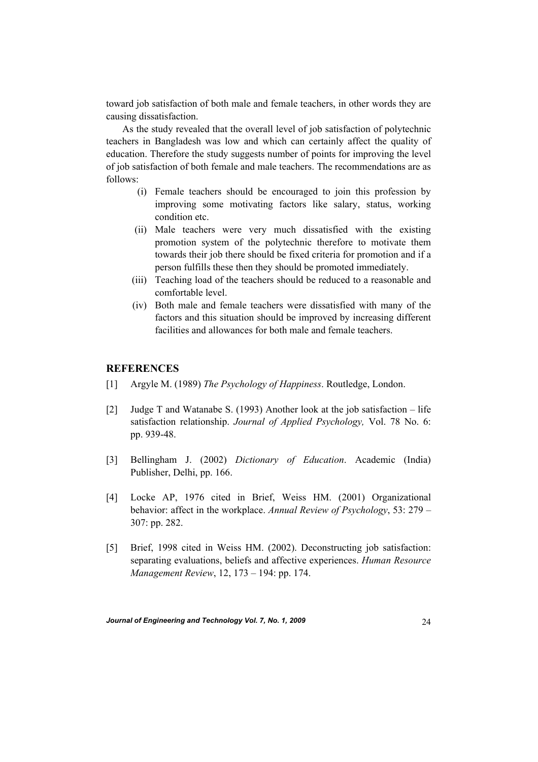toward job satisfaction of both male and female teachers, in other words they are causing dissatisfaction.

As the study revealed that the overall level of job satisfaction of polytechnic teachers in Bangladesh was low and which can certainly affect the quality of education. Therefore the study suggests number of points for improving the level of job satisfaction of both female and male teachers. The recommendations are as follows:

(i) Female teachers should be encouraged to join this profession by improving some motivating factors like salary, status, working condition etc.

(ii) Male teachers were very much dissatisfied with the existing promotion system of the polytechnic therefore to motivate them towards their job there should be fixed criteria for promotion and if a person fulfills these then they should be promoted immediately.

(iii) Teaching load of the teachers should be reduced to a reasonable and comfortable level.

(iv) Both male and female teachers were dissatisfied with many of the factors and this situation should be improved by increasing different facilities and allowances for both male and female teachers.

## REFERENCES

[1] Argyle M. (1989) *The Psychology of Happiness*. Routledge, London.

[2] Judge T and Watanabe S. (1993) Another look at the job satisfaction – life satisfaction relationship. *Journal of Applied Psychology,* Vol. 78 No. 6: pp. 939-48.

[3] Bellingham J. (2002) *Dictionary of Education*. Academic (India) Publisher, Delhi, pp. 166.

[4] Locke AP, 1976 cited in Brief, Weiss HM. (2001) Organizational behavior: affect in the workplace. *Annual Review of Psychology*, 53: 279 – 307: pp. 282.

[5] Brief, 1998 cited in Weiss HM. (2002). Deconstructing job satisfaction: separating evaluations, beliefs and affective experiences. *Human Resource Management Review*, 12, 173 – 194: pp. 174.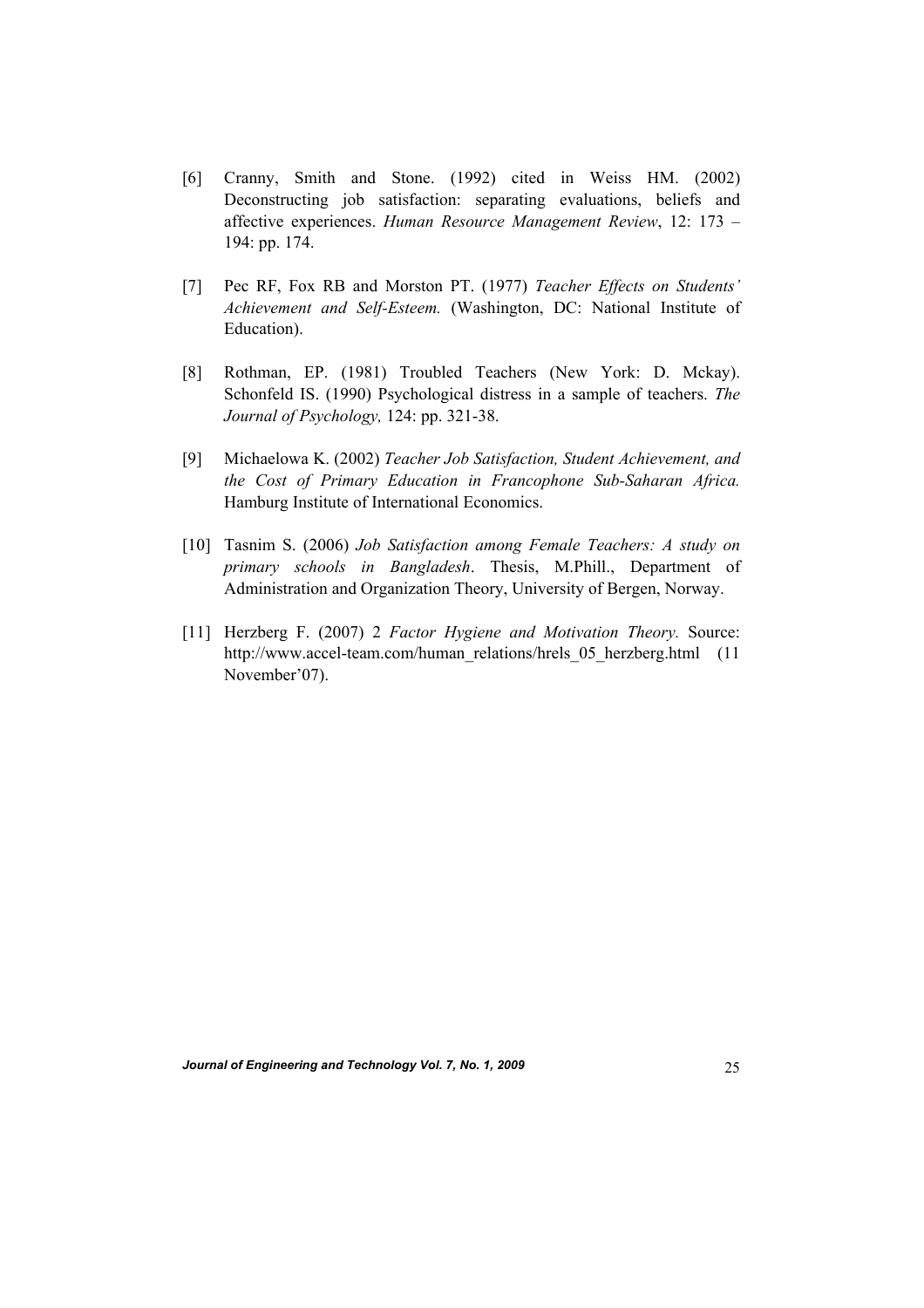[6] Cranny, Smith and Stone. (1992) cited in Weiss HM. (2002) Deconstructing job satisfaction: separating evaluations, beliefs and affective experiences. *Human Resource Management Review*, 12: 173 – 194: pp. 174.

[7] Pec RF, Fox RB and Morston PT. (1977) *Teacher Effects on Students' Achievement and Self-Esteem.* (Washington, DC: National Institute of Education).

[8] Rothman, EP. (1981) Troubled Teachers (New York: D. Mckay). Schonfeld IS. (1990) Psychological distress in a sample of teachers. *The Journal of Psychology,* 124: pp. 321-38.

[9] Michaelowa K. (2002) *Teacher Job Satisfaction, Student Achievement, and the Cost of Primary Education in Francophone Sub-Saharan Africa.* Hamburg Institute of International Economics.

[10] Tasnim S. (2006) *Job Satisfaction among Female Teachers: A study on primary schools in Bangladesh*. Thesis, M.Phill., Department of Administration and Organization Theory, University of Bergen, Norway.

[11] Herzberg F. (2007) 2 *Factor Hygiene and Motivation Theory.* Source: http://www.accel-team.com/human_relations/hrels_05_herzberg.html (11 November'07).